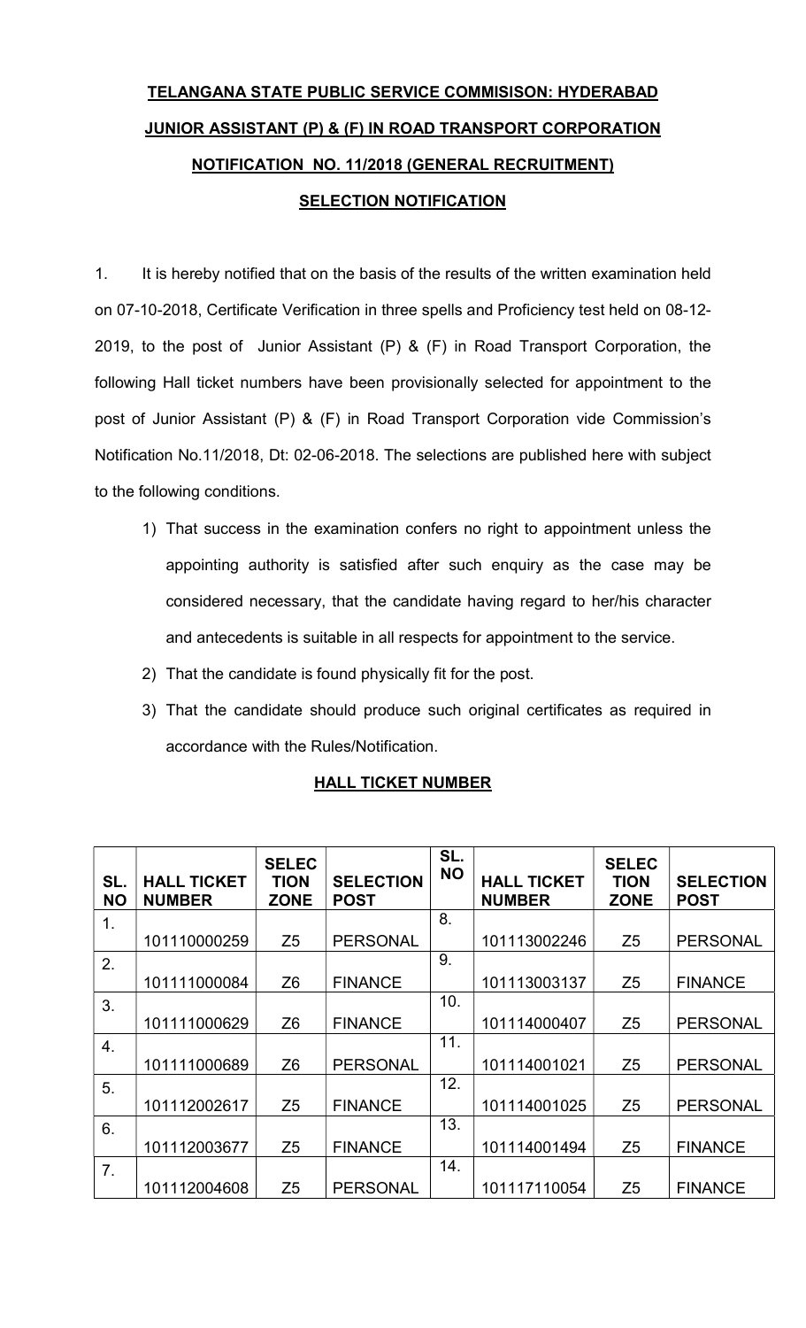# TELANGANA STATE PUBLIC SERVICE COMMISISON: HYDERABAD

## JUNIOR ASSISTANT (P) & (F) IN ROAD TRANSPORT CORPORATION

## NOTIFICATION NO. 11/2018 (GENERAL RECRUITMENT)

## SELECTION NOTIFICATION

1. It is hereby notified that on the basis of the results of the written examination held on 07-10-2018, Certificate Verification in three spells and Proficiency test held on 08-12-2019, to the post of Junior Assistant (P) & (F) in Road Transport Corporation, the following Hall ticket numbers have been provisionally selected for appointment to the post of Junior Assistant (P) & (F) in Road Transport Corporation vide Commission's Notification No.11/2018, Dt: 02-06-2018. The selections are published here with subject to the following conditions.

   1) That success in the examination confers no right to appointment unless the appointing authority is satisfied after such enquiry as the case may be considered necessary, that the candidate having regard to her/his character and antecedents is suitable in all respects for appointment to the service.
   2) That the candidate is found physically fit for the post.
   3) That the candidate should produce such original certificates as required in accordance with the Rules/Notification.

**HALL TICKET NUMBER**

| SL. NO | HALL TICKET NUMBER | SELECTION ZONE | SELECTION POST | SL. NO | HALL TICKET NUMBER | SELECTION ZONE | SELECTION POST |
|---|---|---|---|---|---|---|---|
| 1. | 101110000259 | Z5 | PERSONAL | 8. | 101113002246 | Z5 | PERSONAL |
| 2. | 101111000084 | Z6 | FINANCE | 9. | 101113003137 | Z5 | FINANCE |
| 3. | 101111000629 | Z6 | FINANCE | 10. | 101114000407 | Z5 | PERSONAL |
| 4. | 101111000689 | Z6 | PERSONAL | 11. | 101114001021 | Z5 | PERSONAL |
| 5. | 101112002617 | Z5 | FINANCE | 12. | 101114001025 | Z5 | PERSONAL |
| 6. | 101112003677 | Z5 | FINANCE | 13. | 101114001494 | Z5 | FINANCE |
| 7. | 101112004608 | Z5 | PERSONAL | 14. | 101117110054 | Z5 | FINANCE |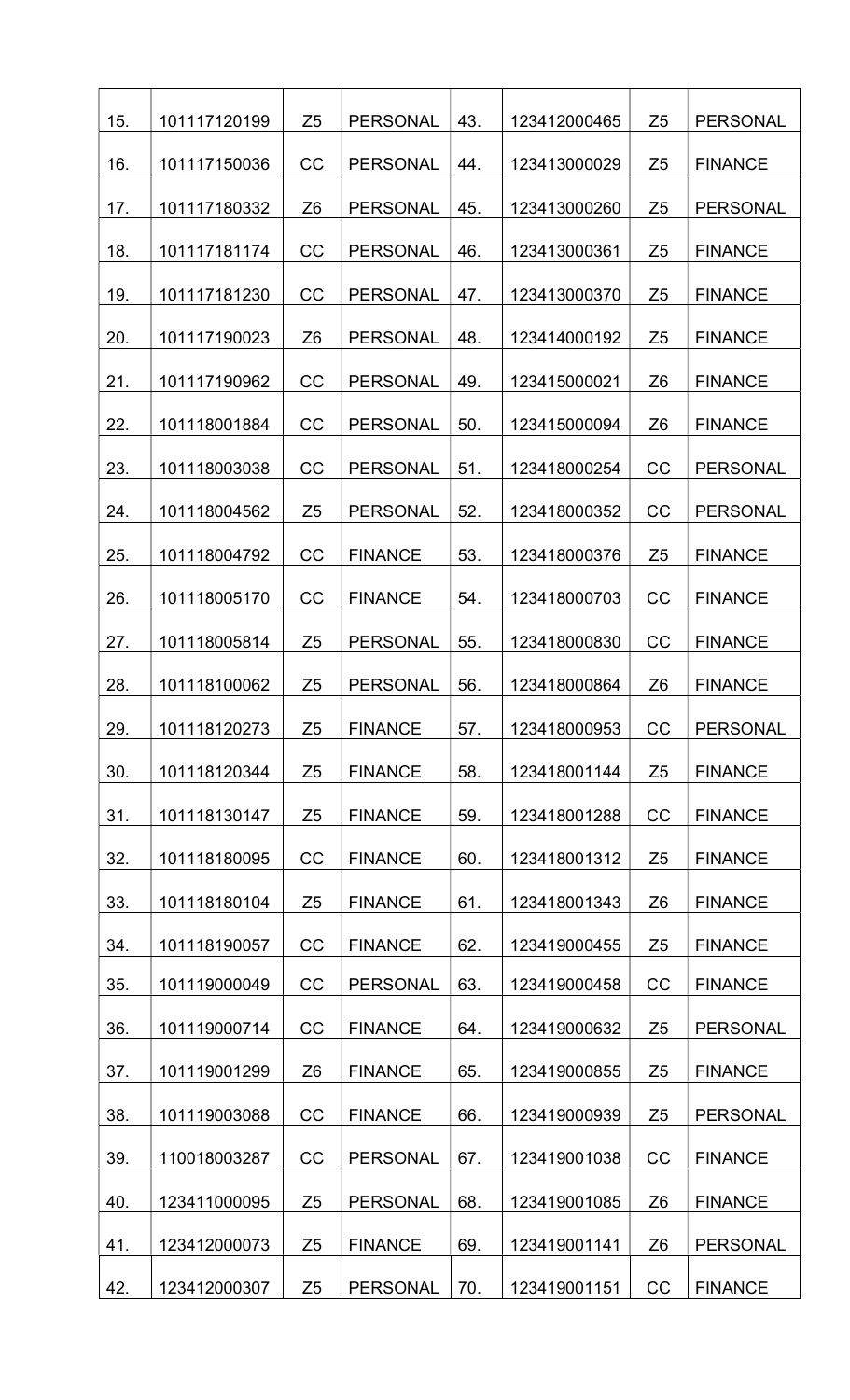| 15. | 101117120199 | Z5 | PERSONAL | 43. | 123412000465 | Z5 | PERSONAL |
|---|---|---|---|---|---|---|---|
| 16. | 101117150036 | CC | PERSONAL | 44. | 123413000029 | Z5 | FINANCE |
| 17. | 101117180332 | Z6 | PERSONAL | 45. | 123413000260 | Z5 | PERSONAL |
| 18. | 101117181174 | CC | PERSONAL | 46. | 123413000361 | Z5 | FINANCE |
| 19. | 101117181230 | CC | PERSONAL | 47. | 123413000370 | Z5 | FINANCE |
| 20. | 101117190023 | Z6 | PERSONAL | 48. | 123414000192 | Z5 | FINANCE |
| 21. | 101117190962 | CC | PERSONAL | 49. | 123415000021 | Z6 | FINANCE |
| 22. | 101118001884 | CC | PERSONAL | 50. | 123415000094 | Z6 | FINANCE |
| 23. | 101118003038 | CC | PERSONAL | 51. | 123418000254 | CC | PERSONAL |
| 24. | 101118004562 | Z5 | PERSONAL | 52. | 123418000352 | CC | PERSONAL |
| 25. | 101118004792 | CC | FINANCE | 53. | 123418000376 | Z5 | FINANCE |
| 26. | 101118005170 | CC | FINANCE | 54. | 123418000703 | CC | FINANCE |
| 27. | 101118005814 | Z5 | PERSONAL | 55. | 123418000830 | CC | FINANCE |
| 28. | 101118100062 | Z5 | PERSONAL | 56. | 123418000864 | Z6 | FINANCE |
| 29. | 101118120273 | Z5 | FINANCE | 57. | 123418000953 | CC | PERSONAL |
| 30. | 101118120344 | Z5 | FINANCE | 58. | 123418001144 | Z5 | FINANCE |
| 31. | 101118130147 | Z5 | FINANCE | 59. | 123418001288 | CC | FINANCE |
| 32. | 101118180095 | CC | FINANCE | 60. | 123418001312 | Z5 | FINANCE |
| 33. | 101118180104 | Z5 | FINANCE | 61. | 123418001343 | Z6 | FINANCE |
| 34. | 101118190057 | CC | FINANCE | 62. | 123419000455 | Z5 | FINANCE |
| 35. | 101119000049 | CC | PERSONAL | 63. | 123419000458 | CC | FINANCE |
| 36. | 101119000714 | CC | FINANCE | 64. | 123419000632 | Z5 | PERSONAL |
| 37. | 101119001299 | Z6 | FINANCE | 65. | 123419000855 | Z5 | FINANCE |
| 38. | 101119003088 | CC | FINANCE | 66. | 123419000939 | Z5 | PERSONAL |
| 39. | 110018003287 | CC | PERSONAL | 67. | 123419001038 | CC | FINANCE |
| 40. | 123411000095 | Z5 | PERSONAL | 68. | 123419001085 | Z6 | FINANCE |
| 41. | 123412000073 | Z5 | FINANCE | 69. | 123419001141 | Z6 | PERSONAL |
| 42. | 123412000307 | Z5 | PERSONAL | 70. | 123419001151 | CC | FINANCE |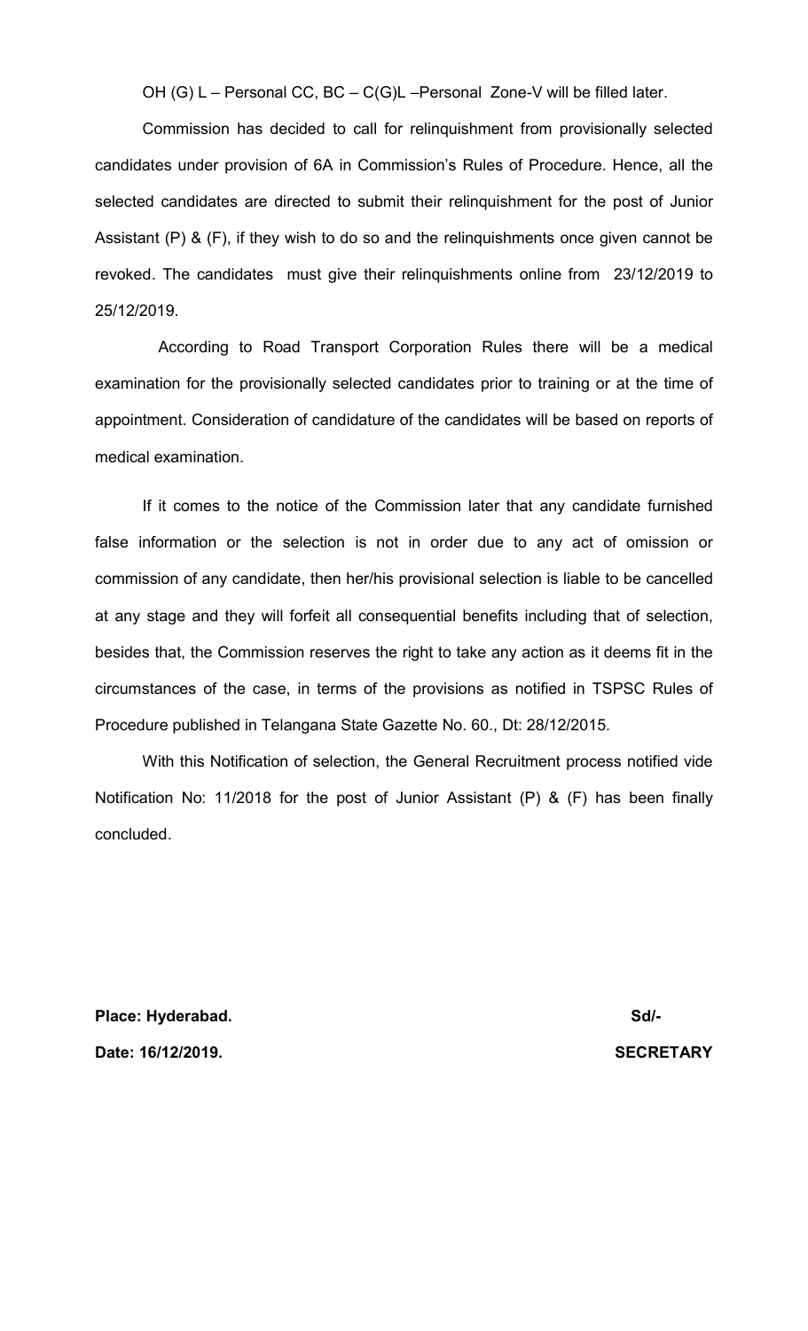OH (G) L – Personal CC, BC – C(G)L –Personal Zone-V will be filled later.

Commission has decided to call for relinquishment from provisionally selected candidates under provision of 6A in Commission's Rules of Procedure. Hence, all the selected candidates are directed to submit their relinquishment for the post of Junior Assistant (P) & (F), if they wish to do so and the relinquishments once given cannot be revoked. The candidates must give their relinquishments online from 23/12/2019 to 25/12/2019.

According to Road Transport Corporation Rules there will be a medical examination for the provisionally selected candidates prior to training or at the time of appointment. Consideration of candidature of the candidates will be based on reports of medical examination.

If it comes to the notice of the Commission later that any candidate furnished false information or the selection is not in order due to any act of omission or commission of any candidate, then her/his provisional selection is liable to be cancelled at any stage and they will forfeit all consequential benefits including that of selection, besides that, the Commission reserves the right to take any action as it deems fit in the circumstances of the case, in terms of the provisions as notified in TSPSC Rules of Procedure published in Telangana State Gazette No. 60., Dt: 28/12/2015.

With this Notification of selection, the General Recruitment process notified vide Notification No: 11/2018 for the post of Junior Assistant (P) & (F) has been finally concluded.

**Place: Hyderabad.** **Sd/-**

**Date: 16/12/2019.** **SECRETARY**